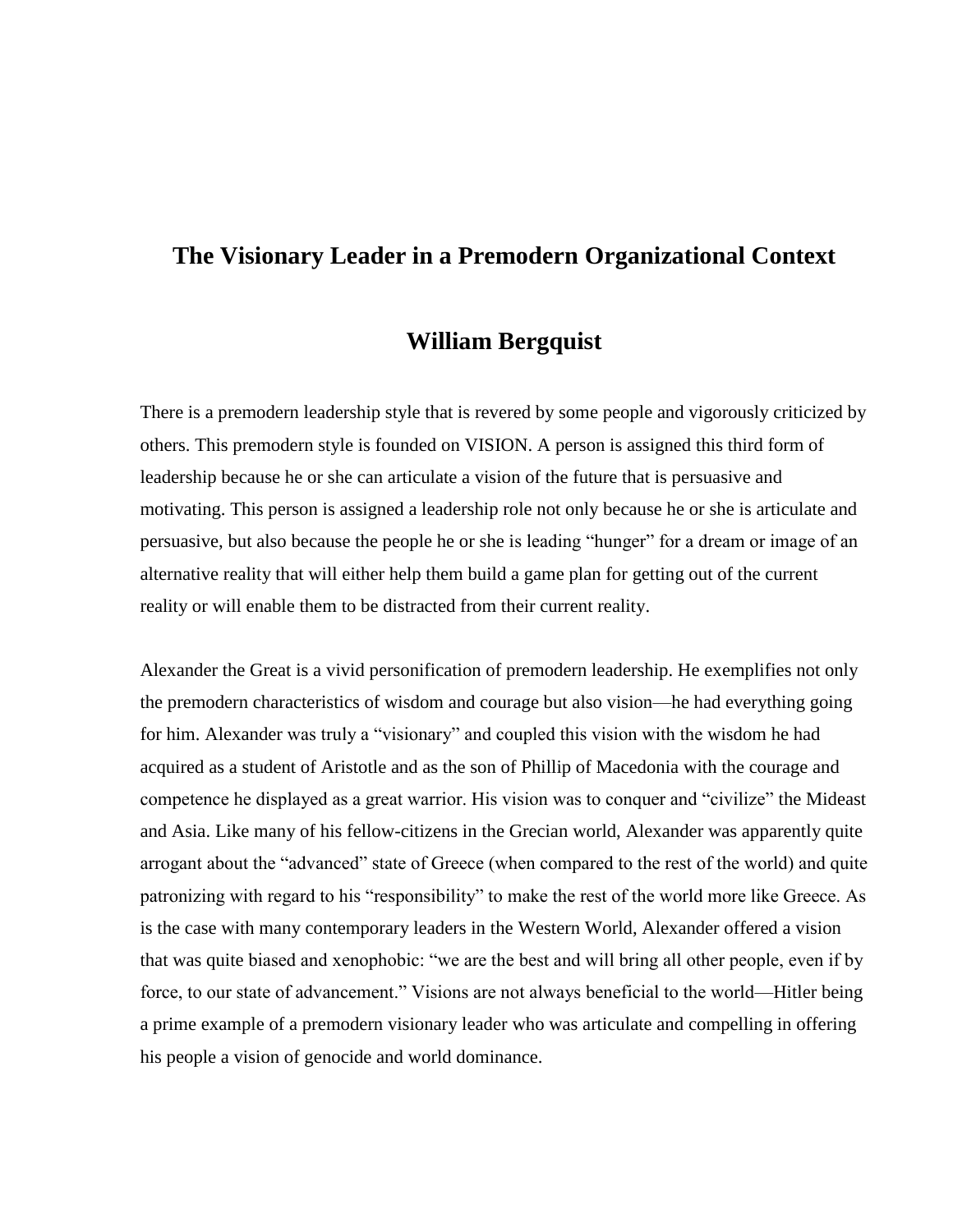# The Visionary Leader in a Premodern Organizational Context

## William Bergquist

There is a premodern leadership style that is revered by some people and vigorously criticized by others. This premodern style is founded on VISION. A person is assigned this third form of leadership because he or she can articulate a vision of the future that is persuasive and motivating. This person is assigned a leadership role not only because he or she is articulate and persuasive, but also because the people he or she is leading "hunger" for a dream or image of an alternative reality that will either help them build a game plan for getting out of the current reality or will enable them to be distracted from their current reality.

Alexander the Great is a vivid personification of premodern leadership. He exemplifies not only the premodern characteristics of wisdom and courage but also vision—he had everything going for him. Alexander was truly a "visionary" and coupled this vision with the wisdom he had acquired as a student of Aristotle and as the son of Phillip of Macedonia with the courage and competence he displayed as a great warrior. His vision was to conquer and "civilize" the Mideast and Asia. Like many of his fellow-citizens in the Grecian world, Alexander was apparently quite arrogant about the "advanced" state of Greece (when compared to the rest of the world) and quite patronizing with regard to his "responsibility" to make the rest of the world more like Greece. As is the case with many contemporary leaders in the Western World, Alexander offered a vision that was quite biased and xenophobic: "we are the best and will bring all other people, even if by force, to our state of advancement." Visions are not always beneficial to the world—Hitler being a prime example of a premodern visionary leader who was articulate and compelling in offering his people a vision of genocide and world dominance.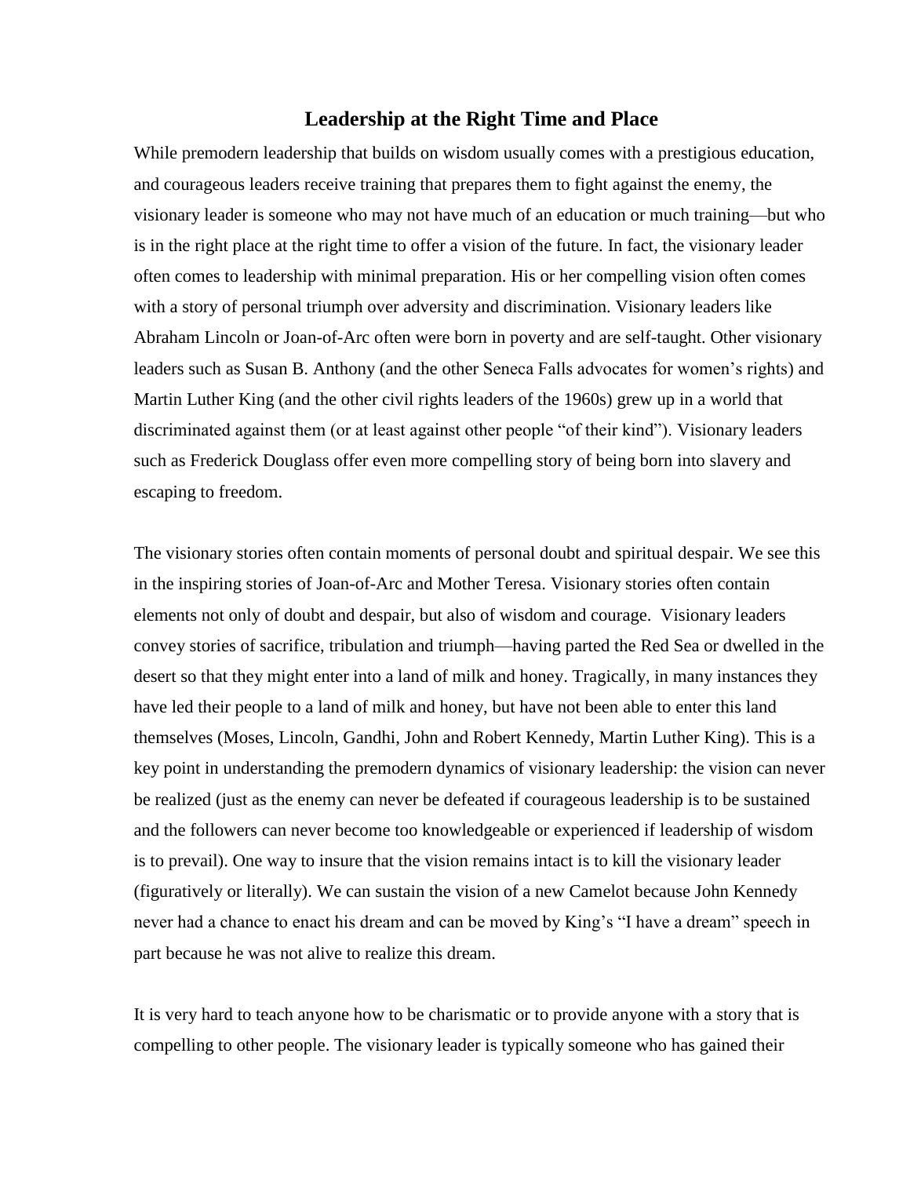## Leadership at the Right Time and Place

While premodern leadership that builds on wisdom usually comes with a prestigious education, and courageous leaders receive training that prepares them to fight against the enemy, the visionary leader is someone who may not have much of an education or much training—but who is in the right place at the right time to offer a vision of the future. In fact, the visionary leader often comes to leadership with minimal preparation. His or her compelling vision often comes with a story of personal triumph over adversity and discrimination. Visionary leaders like Abraham Lincoln or Joan-of-Arc often were born in poverty and are self-taught. Other visionary leaders such as Susan B. Anthony (and the other Seneca Falls advocates for women's rights) and Martin Luther King (and the other civil rights leaders of the 1960s) grew up in a world that discriminated against them (or at least against other people "of their kind"). Visionary leaders such as Frederick Douglass offer even more compelling story of being born into slavery and escaping to freedom.

The visionary stories often contain moments of personal doubt and spiritual despair. We see this in the inspiring stories of Joan-of-Arc and Mother Teresa. Visionary stories often contain elements not only of doubt and despair, but also of wisdom and courage. Visionary leaders convey stories of sacrifice, tribulation and triumph—having parted the Red Sea or dwelled in the desert so that they might enter into a land of milk and honey. Tragically, in many instances they have led their people to a land of milk and honey, but have not been able to enter this land themselves (Moses, Lincoln, Gandhi, John and Robert Kennedy, Martin Luther King). This is a key point in understanding the premodern dynamics of visionary leadership: the vision can never be realized (just as the enemy can never be defeated if courageous leadership is to be sustained and the followers can never become too knowledgeable or experienced if leadership of wisdom is to prevail). One way to insure that the vision remains intact is to kill the visionary leader (figuratively or literally). We can sustain the vision of a new Camelot because John Kennedy never had a chance to enact his dream and can be moved by King's "I have a dream" speech in part because he was not alive to realize this dream.

It is very hard to teach anyone how to be charismatic or to provide anyone with a story that is compelling to other people. The visionary leader is typically someone who has gained their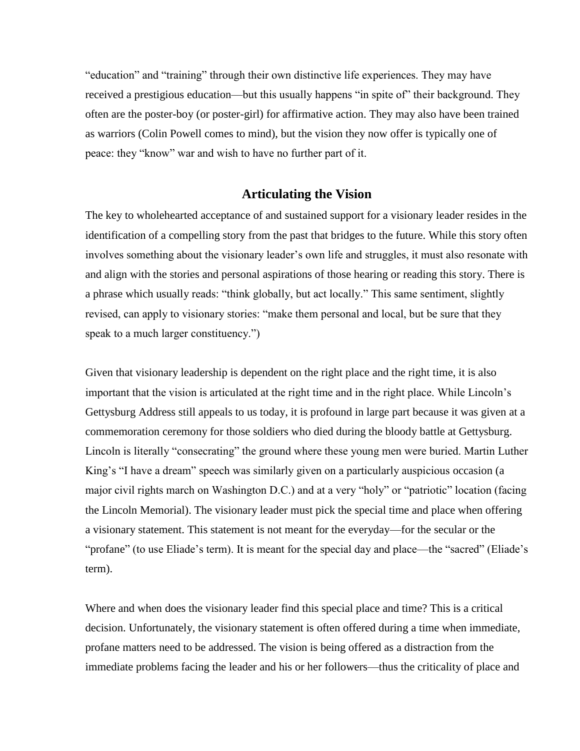"education" and "training" through their own distinctive life experiences. They may have received a prestigious education—but this usually happens "in spite of" their background. They often are the poster-boy (or poster-girl) for affirmative action. They may also have been trained as warriors (Colin Powell comes to mind), but the vision they now offer is typically one of peace: they "know" war and wish to have no further part of it.

## Articulating the Vision

The key to wholehearted acceptance of and sustained support for a visionary leader resides in the identification of a compelling story from the past that bridges to the future. While this story often involves something about the visionary leader's own life and struggles, it must also resonate with and align with the stories and personal aspirations of those hearing or reading this story. There is a phrase which usually reads: "think globally, but act locally." This same sentiment, slightly revised, can apply to visionary stories: "make them personal and local, but be sure that they speak to a much larger constituency.")

Given that visionary leadership is dependent on the right place and the right time, it is also important that the vision is articulated at the right time and in the right place. While Lincoln's Gettysburg Address still appeals to us today, it is profound in large part because it was given at a commemoration ceremony for those soldiers who died during the bloody battle at Gettysburg. Lincoln is literally "consecrating" the ground where these young men were buried. Martin Luther King's "I have a dream" speech was similarly given on a particularly auspicious occasion (a major civil rights march on Washington D.C.) and at a very "holy" or "patriotic" location (facing the Lincoln Memorial). The visionary leader must pick the special time and place when offering a visionary statement. This statement is not meant for the everyday—for the secular or the "profane" (to use Eliade's term). It is meant for the special day and place—the "sacred" (Eliade's term).

Where and when does the visionary leader find this special place and time? This is a critical decision. Unfortunately, the visionary statement is often offered during a time when immediate, profane matters need to be addressed. The vision is being offered as a distraction from the immediate problems facing the leader and his or her followers—thus the criticality of place and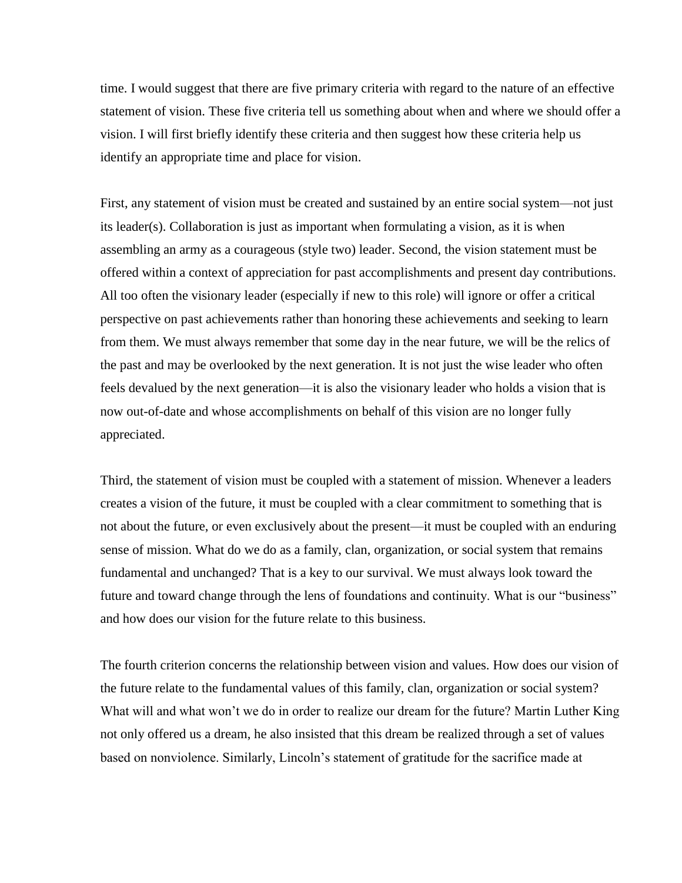time. I would suggest that there are five primary criteria with regard to the nature of an effective statement of vision. These five criteria tell us something about when and where we should offer a vision. I will first briefly identify these criteria and then suggest how these criteria help us identify an appropriate time and place for vision.

First, any statement of vision must be created and sustained by an entire social system—not just its leader(s). Collaboration is just as important when formulating a vision, as it is when assembling an army as a courageous (style two) leader. Second, the vision statement must be offered within a context of appreciation for past accomplishments and present day contributions. All too often the visionary leader (especially if new to this role) will ignore or offer a critical perspective on past achievements rather than honoring these achievements and seeking to learn from them. We must always remember that some day in the near future, we will be the relics of the past and may be overlooked by the next generation. It is not just the wise leader who often feels devalued by the next generation—it is also the visionary leader who holds a vision that is now out-of-date and whose accomplishments on behalf of this vision are no longer fully appreciated.

Third, the statement of vision must be coupled with a statement of mission. Whenever a leaders creates a vision of the future, it must be coupled with a clear commitment to something that is not about the future, or even exclusively about the present—it must be coupled with an enduring sense of mission. What do we do as a family, clan, organization, or social system that remains fundamental and unchanged? That is a key to our survival. We must always look toward the future and toward change through the lens of foundations and continuity. What is our "business" and how does our vision for the future relate to this business.

The fourth criterion concerns the relationship between vision and values. How does our vision of the future relate to the fundamental values of this family, clan, organization or social system? What will and what won't we do in order to realize our dream for the future? Martin Luther King not only offered us a dream, he also insisted that this dream be realized through a set of values based on nonviolence. Similarly, Lincoln's statement of gratitude for the sacrifice made at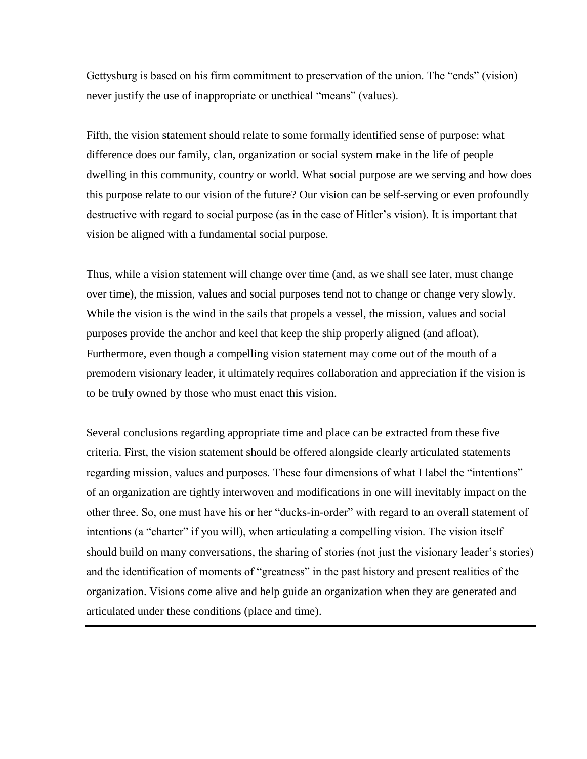Gettysburg is based on his firm commitment to preservation of the union. The “ends” (vision) never justify the use of inappropriate or unethical “means” (values).

Fifth, the vision statement should relate to some formally identified sense of purpose: what difference does our family, clan, organization or social system make in the life of people dwelling in this community, country or world. What social purpose are we serving and how does this purpose relate to our vision of the future? Our vision can be self-serving or even profoundly destructive with regard to social purpose (as in the case of Hitler’s vision). It is important that vision be aligned with a fundamental social purpose.

Thus, while a vision statement will change over time (and, as we shall see later, must change over time), the mission, values and social purposes tend not to change or change very slowly. While the vision is the wind in the sails that propels a vessel, the mission, values and social purposes provide the anchor and keel that keep the ship properly aligned (and afloat). Furthermore, even though a compelling vision statement may come out of the mouth of a premodern visionary leader, it ultimately requires collaboration and appreciation if the vision is to be truly owned by those who must enact this vision.

Several conclusions regarding appropriate time and place can be extracted from these five criteria. First, the vision statement should be offered alongside clearly articulated statements regarding mission, values and purposes. These four dimensions of what I label the “intentions” of an organization are tightly interwoven and modifications in one will inevitably impact on the other three. So, one must have his or her “ducks-in-order” with regard to an overall statement of intentions (a “charter” if you will), when articulating a compelling vision. The vision itself should build on many conversations, the sharing of stories (not just the visionary leader’s stories) and the identification of moments of “greatness” in the past history and present realities of the organization. Visions come alive and help guide an organization when they are generated and articulated under these conditions (place and time).

---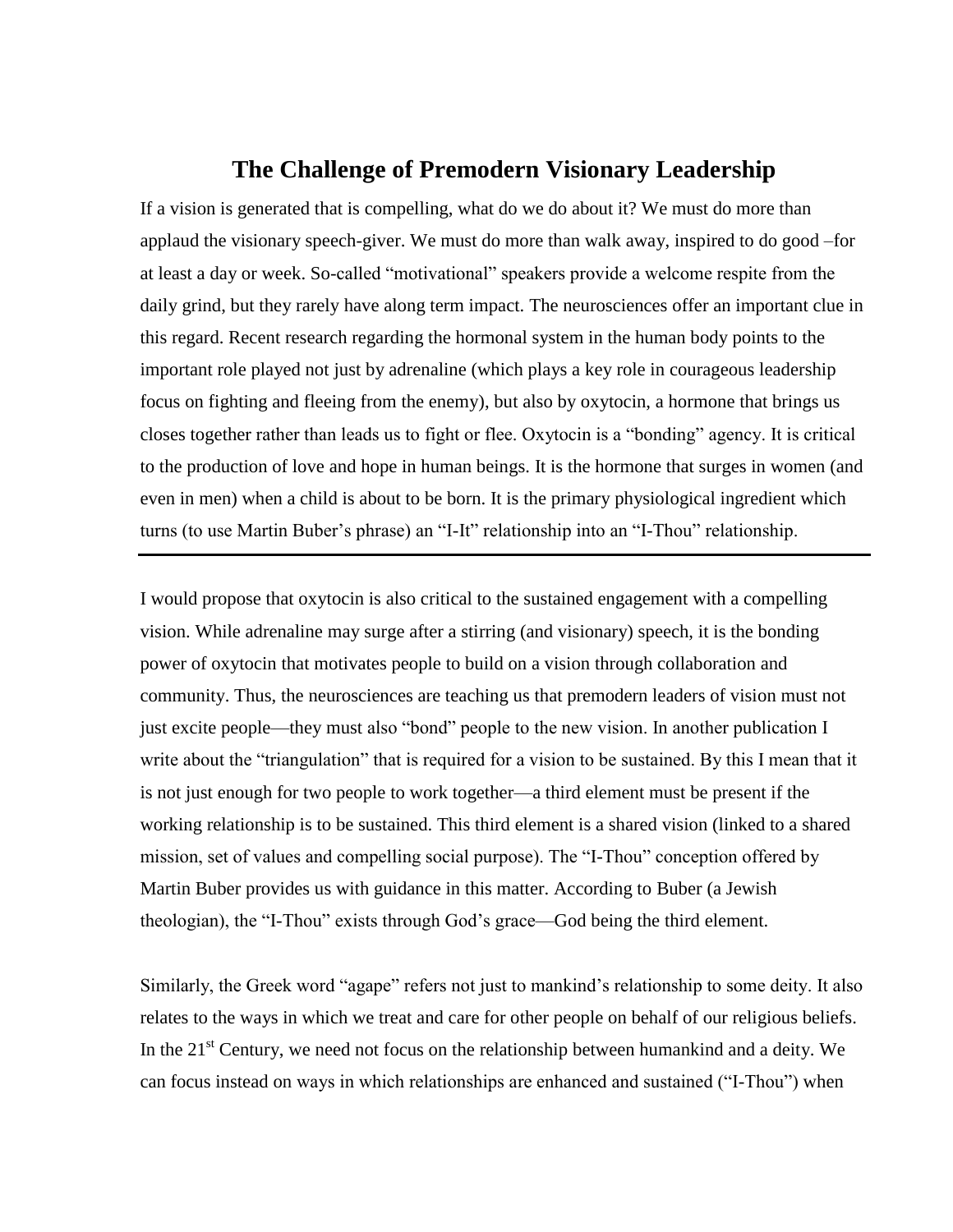## The Challenge of Premodern Visionary Leadership

If a vision is generated that is compelling, what do we do about it? We must do more than applaud the visionary speech-giver. We must do more than walk away, inspired to do good –for at least a day or week. So-called "motivational" speakers provide a welcome respite from the daily grind, but they rarely have along term impact. The neurosciences offer an important clue in this regard. Recent research regarding the hormonal system in the human body points to the important role played not just by adrenaline (which plays a key role in courageous leadership focus on fighting and fleeing from the enemy), but also by oxytocin, a hormone that brings us closes together rather than leads us to fight or flee. Oxytocin is a "bonding" agency. It is critical to the production of love and hope in human beings. It is the hormone that surges in women (and even in men) when a child is about to be born. It is the primary physiological ingredient which turns (to use Martin Buber's phrase) an "I-It" relationship into an "I-Thou" relationship.

---

I would propose that oxytocin is also critical to the sustained engagement with a compelling vision. While adrenaline may surge after a stirring (and visionary) speech, it is the bonding power of oxytocin that motivates people to build on a vision through collaboration and community. Thus, the neurosciences are teaching us that premodern leaders of vision must not just excite people—they must also "bond" people to the new vision. In another publication I write about the "triangulation" that is required for a vision to be sustained. By this I mean that it is not just enough for two people to work together—a third element must be present if the working relationship is to be sustained. This third element is a shared vision (linked to a shared mission, set of values and compelling social purpose). The "I-Thou" conception offered by Martin Buber provides us with guidance in this matter. According to Buber (a Jewish theologian), the "I-Thou" exists through God's grace—God being the third element.

Similarly, the Greek word "agape" refers not just to mankind's relationship to some deity. It also relates to the ways in which we treat and care for other people on behalf of our religious beliefs. In the 21st Century, we need not focus on the relationship between humankind and a deity. We can focus instead on ways in which relationships are enhanced and sustained ("I-Thou") when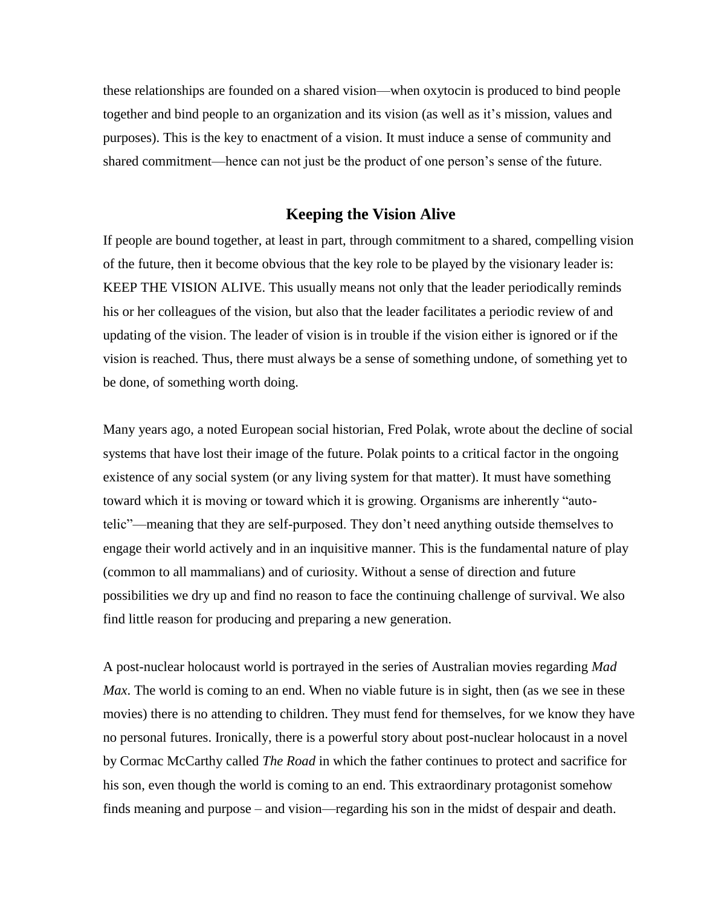these relationships are founded on a shared vision—when oxytocin is produced to bind people together and bind people to an organization and its vision (as well as it's mission, values and purposes). This is the key to enactment of a vision. It must induce a sense of community and shared commitment—hence can not just be the product of one person's sense of the future.

## Keeping the Vision Alive

If people are bound together, at least in part, through commitment to a shared, compelling vision of the future, then it become obvious that the key role to be played by the visionary leader is: KEEP THE VISION ALIVE. This usually means not only that the leader periodically reminds his or her colleagues of the vision, but also that the leader facilitates a periodic review of and updating of the vision. The leader of vision is in trouble if the vision either is ignored or if the vision is reached. Thus, there must always be a sense of something undone, of something yet to be done, of something worth doing.

Many years ago, a noted European social historian, Fred Polak, wrote about the decline of social systems that have lost their image of the future. Polak points to a critical factor in the ongoing existence of any social system (or any living system for that matter). It must have something toward which it is moving or toward which it is growing. Organisms are inherently "auto-telic"—meaning that they are self-purposed. They don't need anything outside themselves to engage their world actively and in an inquisitive manner. This is the fundamental nature of play (common to all mammalians) and of curiosity. Without a sense of direction and future possibilities we dry up and find no reason to face the continuing challenge of survival. We also find little reason for producing and preparing a new generation.

A post-nuclear holocaust world is portrayed in the series of Australian movies regarding *Mad Max*. The world is coming to an end. When no viable future is in sight, then (as we see in these movies) there is no attending to children. They must fend for themselves, for we know they have no personal futures. Ironically, there is a powerful story about post-nuclear holocaust in a novel by Cormac McCarthy called *The Road* in which the father continues to protect and sacrifice for his son, even though the world is coming to an end. This extraordinary protagonist somehow finds meaning and purpose – and vision—regarding his son in the midst of despair and death.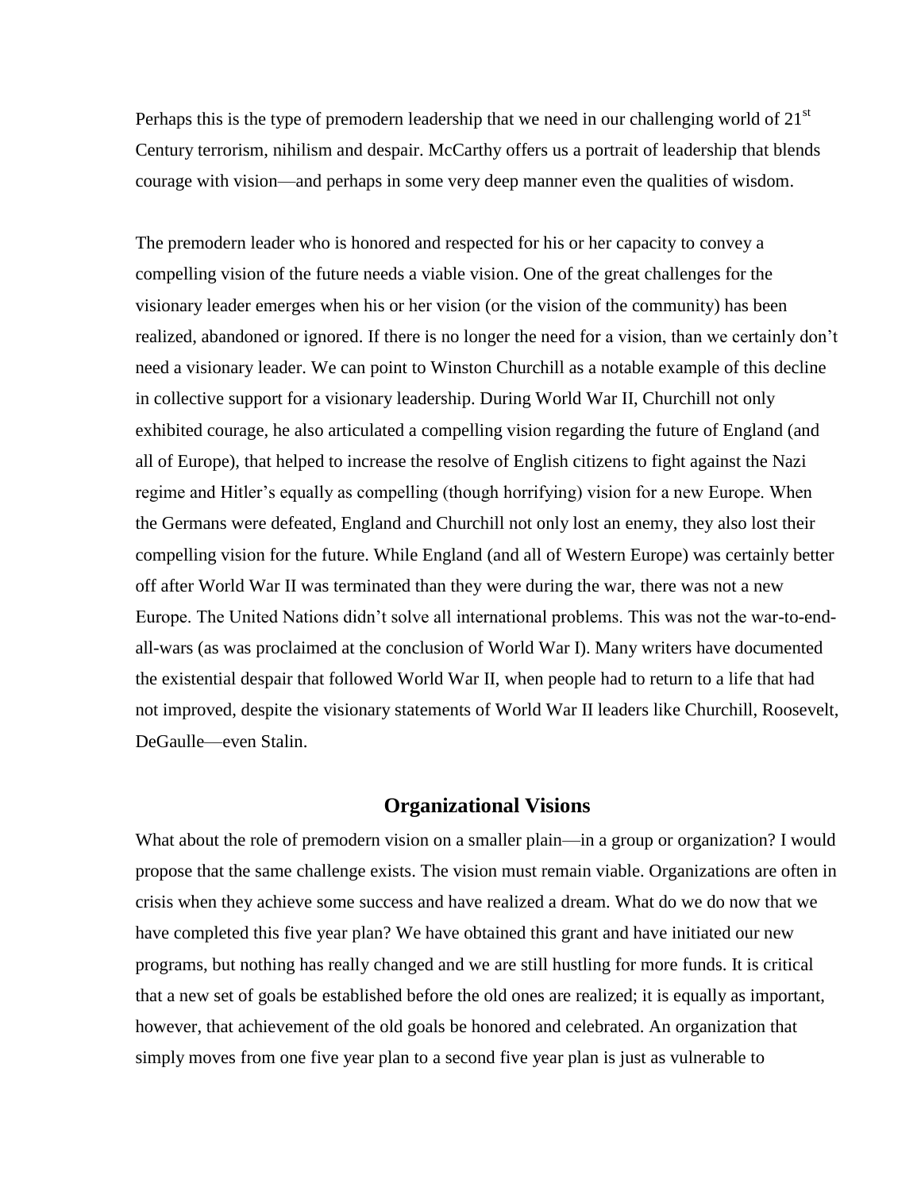Perhaps this is the type of premodern leadership that we need in our challenging world of 21st Century terrorism, nihilism and despair. McCarthy offers us a portrait of leadership that blends courage with vision—and perhaps in some very deep manner even the qualities of wisdom.

The premodern leader who is honored and respected for his or her capacity to convey a compelling vision of the future needs a viable vision. One of the great challenges for the visionary leader emerges when his or her vision (or the vision of the community) has been realized, abandoned or ignored. If there is no longer the need for a vision, than we certainly don't need a visionary leader. We can point to Winston Churchill as a notable example of this decline in collective support for a visionary leadership. During World War II, Churchill not only exhibited courage, he also articulated a compelling vision regarding the future of England (and all of Europe), that helped to increase the resolve of English citizens to fight against the Nazi regime and Hitler's equally as compelling (though horrifying) vision for a new Europe. When the Germans were defeated, England and Churchill not only lost an enemy, they also lost their compelling vision for the future. While England (and all of Western Europe) was certainly better off after World War II was terminated than they were during the war, there was not a new Europe. The United Nations didn't solve all international problems. This was not the war-to-end-all-wars (as was proclaimed at the conclusion of World War I). Many writers have documented the existential despair that followed World War II, when people had to return to a life that had not improved, despite the visionary statements of World War II leaders like Churchill, Roosevelt, DeGaulle—even Stalin.

## Organizational Visions

What about the role of premodern vision on a smaller plain—in a group or organization? I would propose that the same challenge exists. The vision must remain viable. Organizations are often in crisis when they achieve some success and have realized a dream. What do we do now that we have completed this five year plan? We have obtained this grant and have initiated our new programs, but nothing has really changed and we are still hustling for more funds. It is critical that a new set of goals be established before the old ones are realized; it is equally as important, however, that achievement of the old goals be honored and celebrated. An organization that simply moves from one five year plan to a second five year plan is just as vulnerable to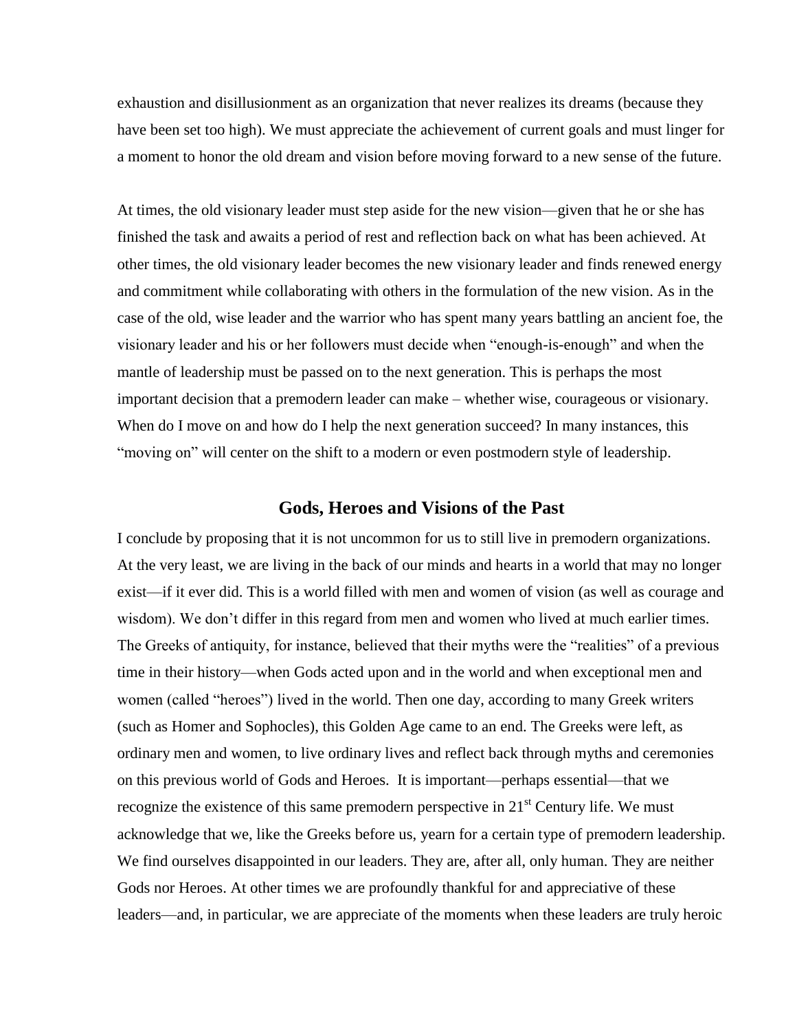exhaustion and disillusionment as an organization that never realizes its dreams (because they have been set too high). We must appreciate the achievement of current goals and must linger for a moment to honor the old dream and vision before moving forward to a new sense of the future.

At times, the old visionary leader must step aside for the new vision—given that he or she has finished the task and awaits a period of rest and reflection back on what has been achieved. At other times, the old visionary leader becomes the new visionary leader and finds renewed energy and commitment while collaborating with others in the formulation of the new vision. As in the case of the old, wise leader and the warrior who has spent many years battling an ancient foe, the visionary leader and his or her followers must decide when "enough-is-enough" and when the mantle of leadership must be passed on to the next generation. This is perhaps the most important decision that a premodern leader can make – whether wise, courageous or visionary. When do I move on and how do I help the next generation succeed? In many instances, this "moving on" will center on the shift to a modern or even postmodern style of leadership.

## Gods, Heroes and Visions of the Past

I conclude by proposing that it is not uncommon for us to still live in premodern organizations. At the very least, we are living in the back of our minds and hearts in a world that may no longer exist—if it ever did. This is a world filled with men and women of vision (as well as courage and wisdom). We don't differ in this regard from men and women who lived at much earlier times. The Greeks of antiquity, for instance, believed that their myths were the "realities" of a previous time in their history—when Gods acted upon and in the world and when exceptional men and women (called "heroes") lived in the world. Then one day, according to many Greek writers (such as Homer and Sophocles), this Golden Age came to an end. The Greeks were left, as ordinary men and women, to live ordinary lives and reflect back through myths and ceremonies on this previous world of Gods and Heroes. It is important—perhaps essential—that we recognize the existence of this same premodern perspective in 21st Century life. We must acknowledge that we, like the Greeks before us, yearn for a certain type of premodern leadership. We find ourselves disappointed in our leaders. They are, after all, only human. They are neither Gods nor Heroes. At other times we are profoundly thankful for and appreciative of these leaders—and, in particular, we are appreciate of the moments when these leaders are truly heroic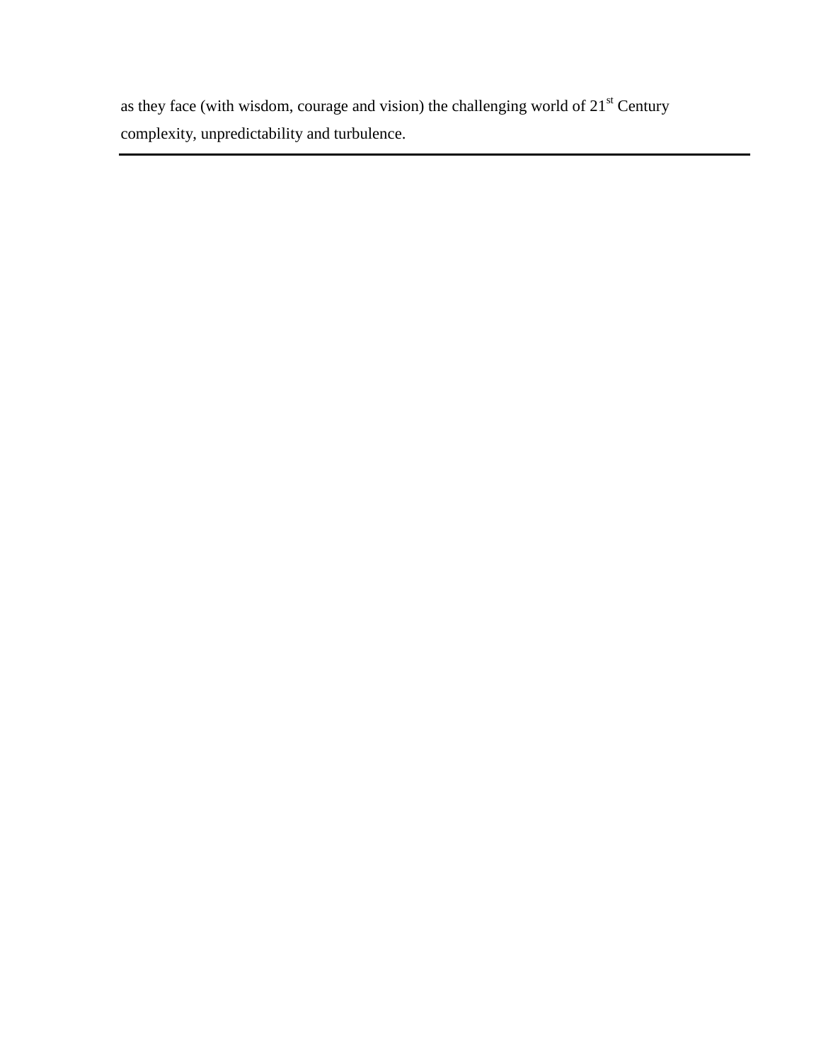as they face (with wisdom, courage and vision) the challenging world of 21st Century complexity, unpredictability and turbulence.

---